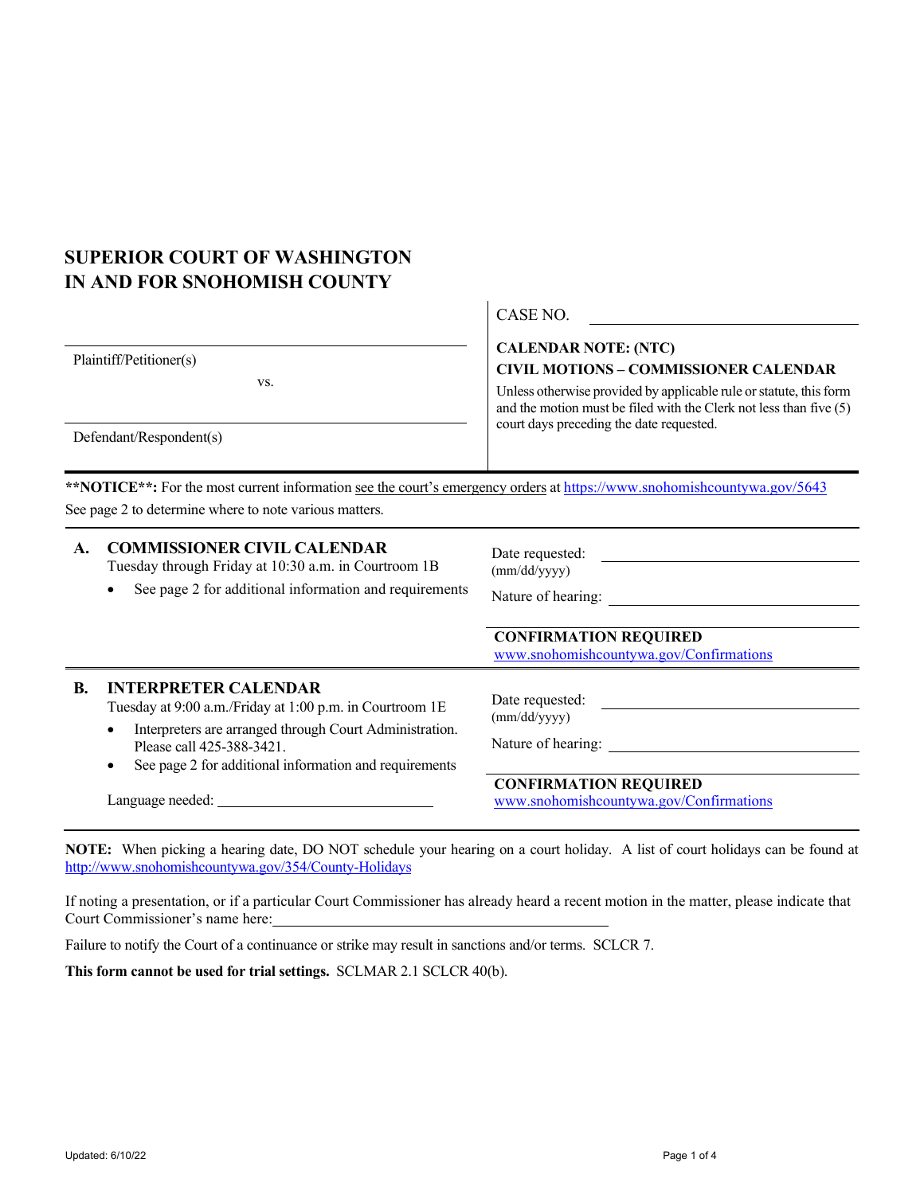# SUPERIOR COURT OF WASHINGTON
# IN AND FOR SNOHOMISH COUNTY

_______________________________
Plaintiff/Petitioner(s)

vs.

_______________________________
Defendant/Respondent(s)

CASE NO. _______________________

**CALENDAR NOTE: (NTC)**
**CIVIL MOTIONS – COMMISSIONER CALENDAR**

Unless otherwise provided by applicable rule or statute, this form and the motion must be filed with the Clerk not less than five (5) court days preceding the date requested.

---

**\*\*NOTICE\*\*:** For the most current information see the court's emergency orders at https://www.snohomishcountywa.gov/5643

See page 2 to determine where to note various matters.

---

## A. COMMISSIONER CIVIL CALENDAR

Tuesday through Friday at 10:30 a.m. in Courtroom 1B

- See page 2 for additional information and requirements

Date requested: _______________________
(mm/dd/yyyy)

Nature of hearing: _______________________

**CONFIRMATION REQUIRED**
www.snohomishcountywa.gov/Confirmations

---

## B. INTERPRETER CALENDAR

Tuesday at 9:00 a.m./Friday at 1:00 p.m. in Courtroom 1E

- Interpreters are arranged through Court Administration. Please call 425-388-3421.
- See page 2 for additional information and requirements

Language needed: _______________________

Date requested: _______________________
(mm/dd/yyyy)

Nature of hearing: _______________________

**CONFIRMATION REQUIRED**
www.snohomishcountywa.gov/Confirmations

---

**NOTE:** When picking a hearing date, DO NOT schedule your hearing on a court holiday. A list of court holidays can be found at http://www.snohomishcountywa.gov/354/County-Holidays

If noting a presentation, or if a particular Court Commissioner has already heard a recent motion in the matter, please indicate that Court Commissioner's name here: _______________________

Failure to notify the Court of a continuance or strike may result in sanctions and/or terms. SCLCR 7.

**This form cannot be used for trial settings.** SCLMAR 2.1 SCLCR 40(b).

Updated: 6/10/22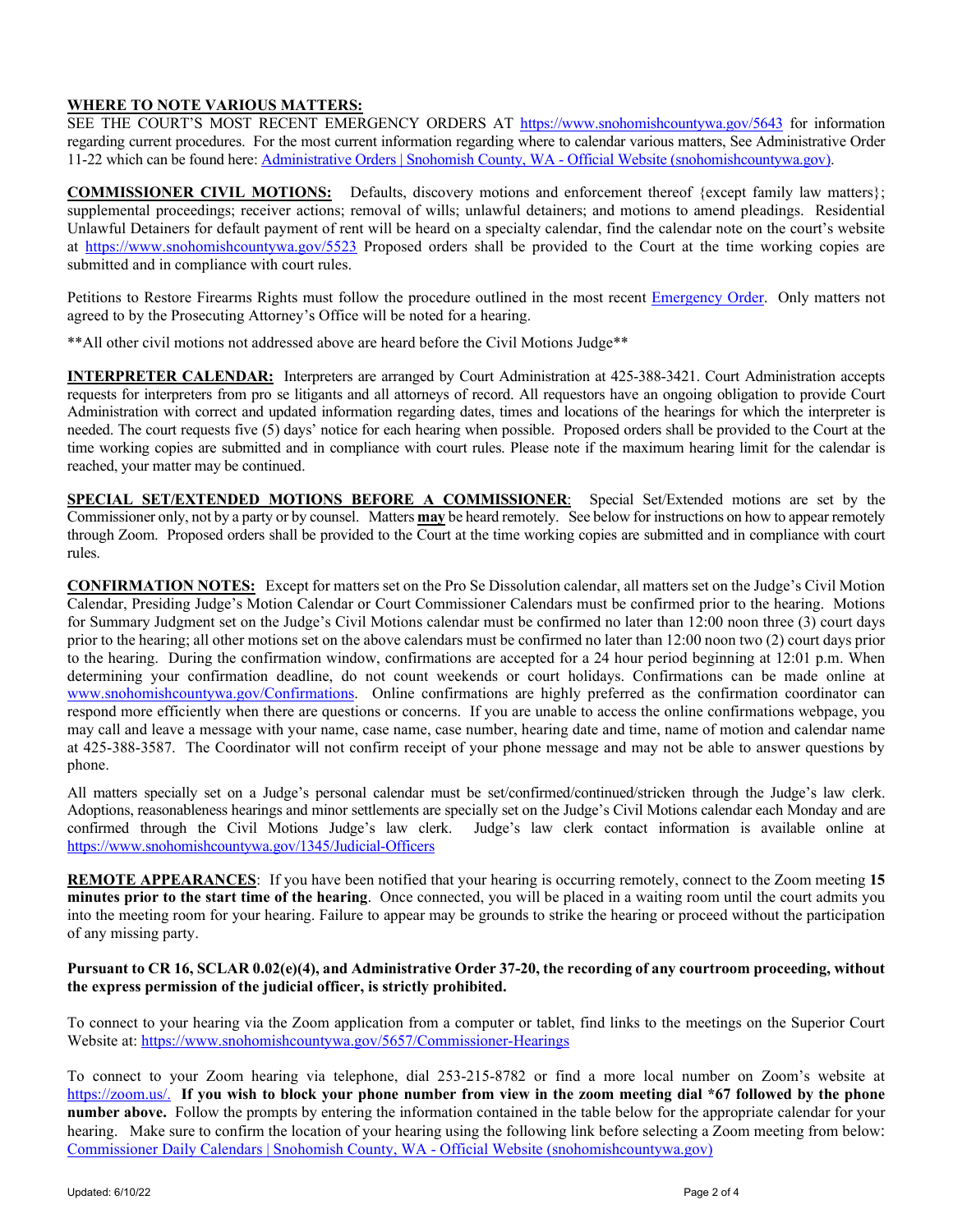**WHERE TO NOTE VARIOUS MATTERS:**
SEE THE COURT'S MOST RECENT EMERGENCY ORDERS AT https://www.snohomishcountywa.gov/5643 for information regarding current procedures. For the most current information regarding where to calendar various matters, See Administrative Order 11-22 which can be found here: Administrative Orders | Snohomish County, WA - Official Website (snohomishcountywa.gov).

**COMMISSIONER CIVIL MOTIONS:** Defaults, discovery motions and enforcement thereof {except family law matters}; supplemental proceedings; receiver actions; removal of wills; unlawful detainers; and motions to amend pleadings. Residential Unlawful Detainers for default payment of rent will be heard on a specialty calendar, find the calendar note on the court's website at https://www.snohomishcountywa.gov/5523 Proposed orders shall be provided to the Court at the time working copies are submitted and in compliance with court rules.

Petitions to Restore Firearms Rights must follow the procedure outlined in the most recent Emergency Order. Only matters not agreed to by the Prosecuting Attorney's Office will be noted for a hearing.

**All other civil motions not addressed above are heard before the Civil Motions Judge**

**INTERPRETER CALENDAR:** Interpreters are arranged by Court Administration at 425-388-3421. Court Administration accepts requests for interpreters from pro se litigants and all attorneys of record. All requestors have an ongoing obligation to provide Court Administration with correct and updated information regarding dates, times and locations of the hearings for which the interpreter is needed. The court requests five (5) days' notice for each hearing when possible. Proposed orders shall be provided to the Court at the time working copies are submitted and in compliance with court rules. Please note if the maximum hearing limit for the calendar is reached, your matter may be continued.

**SPECIAL SET/EXTENDED MOTIONS BEFORE A COMMISSIONER**: Special Set/Extended motions are set by the Commissioner only, not by a party or by counsel. Matters **may** be heard remotely. See below for instructions on how to appear remotely through Zoom. Proposed orders shall be provided to the Court at the time working copies are submitted and in compliance with court rules.

**CONFIRMATION NOTES:** Except for matters set on the Pro Se Dissolution calendar, all matters set on the Judge's Civil Motion Calendar, Presiding Judge's Motion Calendar or Court Commissioner Calendars must be confirmed prior to the hearing. Motions for Summary Judgment set on the Judge's Civil Motions calendar must be confirmed no later than 12:00 noon three (3) court days prior to the hearing; all other motions set on the above calendars must be confirmed no later than 12:00 noon two (2) court days prior to the hearing. During the confirmation window, confirmations are accepted for a 24 hour period beginning at 12:01 p.m. When determining your confirmation deadline, do not count weekends or court holidays. Confirmations can be made online at www.snohomishcountywa.gov/Confirmations. Online confirmations are highly preferred as the confirmation coordinator can respond more efficiently when there are questions or concerns. If you are unable to access the online confirmations webpage, you may call and leave a message with your name, case name, case number, hearing date and time, name of motion and calendar name at 425-388-3587. The Coordinator will not confirm receipt of your phone message and may not be able to answer questions by phone.

All matters specially set on a Judge's personal calendar must be set/confirmed/continued/stricken through the Judge's law clerk. Adoptions, reasonableness hearings and minor settlements are specially set on the Judge's Civil Motions calendar each Monday and are confirmed through the Civil Motions Judge's law clerk. Judge's law clerk contact information is available online at https://www.snohomishcountywa.gov/1345/Judicial-Officers

**REMOTE APPEARANCES**: If you have been notified that your hearing is occurring remotely, connect to the Zoom meeting **15 minutes prior to the start time of the hearing**. Once connected, you will be placed in a waiting room until the court admits you into the meeting room for your hearing. Failure to appear may be grounds to strike the hearing or proceed without the participation of any missing party.

**Pursuant to CR 16, SCLAR 0.02(e)(4), and Administrative Order 37-20, the recording of any courtroom proceeding, without the express permission of the judicial officer, is strictly prohibited.**

To connect to your hearing via the Zoom application from a computer or tablet, find links to the meetings on the Superior Court Website at: https://www.snohomishcountywa.gov/5657/Commissioner-Hearings

To connect to your Zoom hearing via telephone, dial 253-215-8782 or find a more local number on Zoom's website at https://zoom.us/. **If you wish to block your phone number from view in the zoom meeting dial *67 followed by the phone number above.** Follow the prompts by entering the information contained in the table below for the appropriate calendar for your hearing. Make sure to confirm the location of your hearing using the following link before selecting a Zoom meeting from below: Commissioner Daily Calendars | Snohomish County, WA - Official Website (snohomishcountywa.gov)

Updated: 6/10/22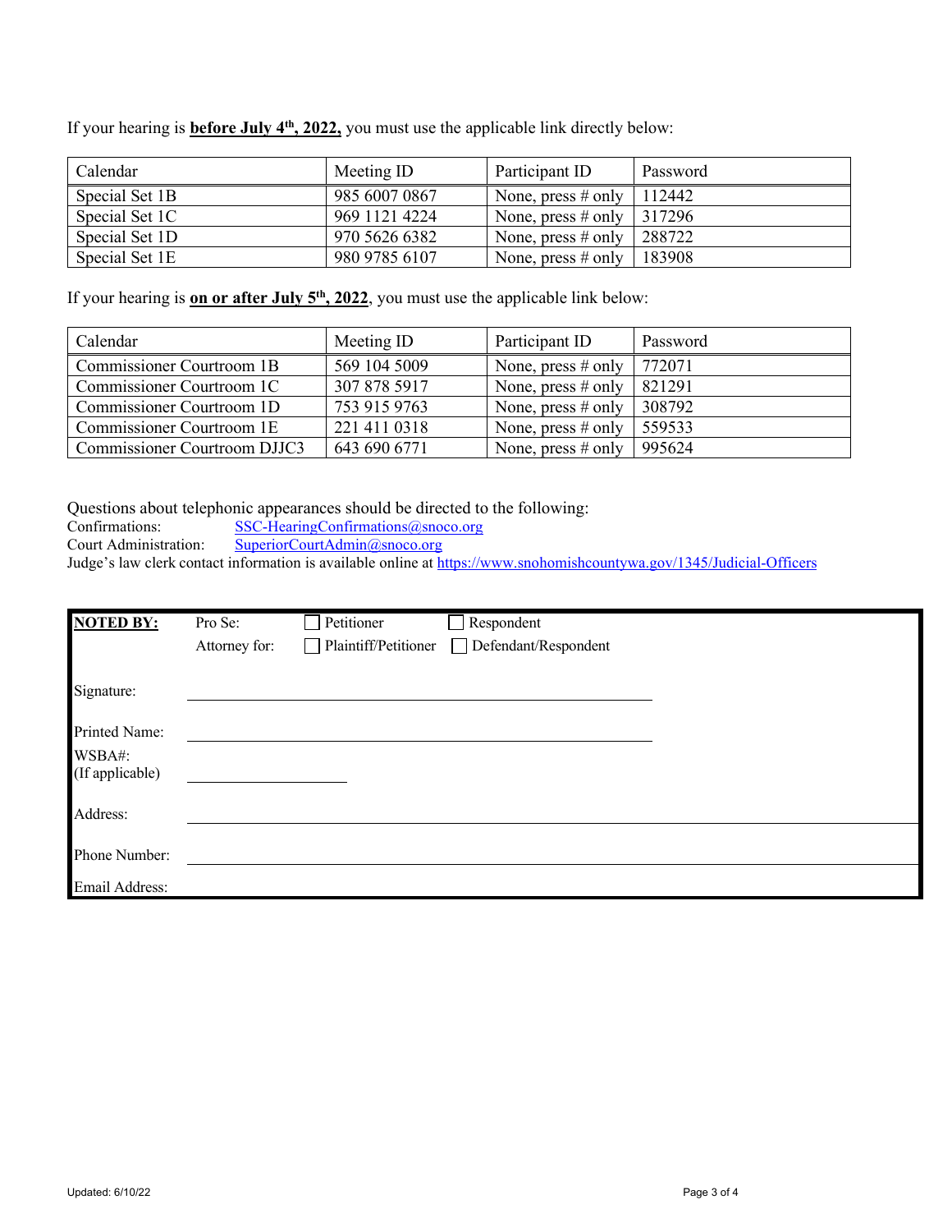If your hearing is **before July 4th, 2022,** you must use the applicable link directly below:

| Calendar | Meeting ID | Participant ID | Password |
|---|---|---|---|
| Special Set 1B | 985 6007 0867 | None, press # only | 112442 |
| Special Set 1C | 969 1121 4224 | None, press # only | 317296 |
| Special Set 1D | 970 5626 6382 | None, press # only | 288722 |
| Special Set 1E | 980 9785 6107 | None, press # only | 183908 |

If your hearing is **on or after July 5th, 2022**, you must use the applicable link below:

| Calendar | Meeting ID | Participant ID | Password |
|---|---|---|---|
| Commissioner Courtroom 1B | 569 104 5009 | None, press # only | 772071 |
| Commissioner Courtroom 1C | 307 878 5917 | None, press # only | 821291 |
| Commissioner Courtroom 1D | 753 915 9763 | None, press # only | 308792 |
| Commissioner Courtroom 1E | 221 411 0318 | None, press # only | 559533 |
| Commissioner Courtroom DJJC3 | 643 690 6771 | None, press # only | 995624 |

Questions about telephonic appearances should be directed to the following:

Confirmations: SSC-HearingConfirmations@snoco.org

Court Administration: SuperiorCourtAdmin@snoco.org

Judge's law clerk contact information is available online at https://www.snohomishcountywa.gov/1345/Judicial-Officers

**NOTED BY:** Pro Se: ☐ Petitioner ☐ Respondent

Attorney for: ☐ Plaintiff/Petitioner ☐ Defendant/Respondent

Signature: \_\_\_\_\_\_\_\_\_\_\_\_\_\_\_\_\_\_\_\_\_\_\_\_\_\_\_\_\_\_

Printed Name: \_\_\_\_\_\_\_\_\_\_\_\_\_\_\_\_\_\_\_\_\_\_\_\_\_\_\_\_\_\_

WSBA#: (If applicable) \_\_\_\_\_\_\_\_\_\_\_\_\_\_\_

Address: \_\_\_\_\_\_\_\_\_\_\_\_\_\_\_\_\_\_\_\_\_\_\_\_\_\_\_\_\_\_\_\_\_\_\_\_\_\_\_\_\_\_\_\_

Phone Number: \_\_\_\_\_\_\_\_\_\_\_\_\_\_\_\_\_\_\_\_\_\_\_\_\_\_\_\_\_\_\_\_\_\_\_\_\_\_\_\_\_\_\_\_

Email Address:

Updated: 6/10/22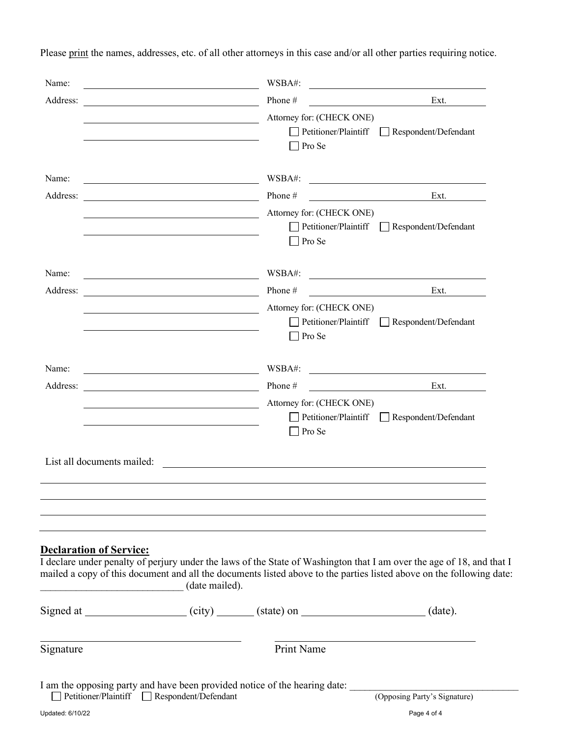Please <u>print</u> the names, addresses, etc. of all other attorneys in this case and/or all other parties requiring notice.

Name: ______________________________ WSBA#: ______________________________

Address: ______________________________ Phone # ____________________ Ext. ________

______________________________ Attorney for: (CHECK ONE)

______________________________ ☐ Petitioner/Plaintiff ☐ Respondent/Defendant ☐ Pro Se

Name: ______________________________ WSBA#: ______________________________

Address: ______________________________ Phone # ____________________ Ext. ________

______________________________ Attorney for: (CHECK ONE)

______________________________ ☐ Petitioner/Plaintiff ☐ Respondent/Defendant ☐ Pro Se

Name: ______________________________ WSBA#: ______________________________

Address: ______________________________ Phone # ____________________ Ext. ________

______________________________ Attorney for: (CHECK ONE)

______________________________ ☐ Petitioner/Plaintiff ☐ Respondent/Defendant ☐ Pro Se

Name: ______________________________ WSBA#: ______________________________

Address: ______________________________ Phone # ____________________ Ext. ________

______________________________ Attorney for: (CHECK ONE)

______________________________ ☐ Petitioner/Plaintiff ☐ Respondent/Defendant ☐ Pro Se

List all documents mailed: ____________________________________________________________

______________________________________________________________________________

______________________________________________________________________________

______________________________________________________________________________

______________________________________________________________________________

**<u>Declaration of Service:</u>**

I declare under penalty of perjury under the laws of the State of Washington that I am over the age of 18, and that I mailed a copy of this document and all the documents listed above to the parties listed above on the following date: ____________________________ (date mailed).

Signed at __________________ (city) _______ (state) on ______________________ (date).

______________________________________ ______________________________________

Signature Print Name

I am the opposing party and have been provided notice of the hearing date: __________________________________

☐ Petitioner/Plaintiff ☐ Respondent/Defendant (Opposing Party's Signature)

Updated: 6/10/22